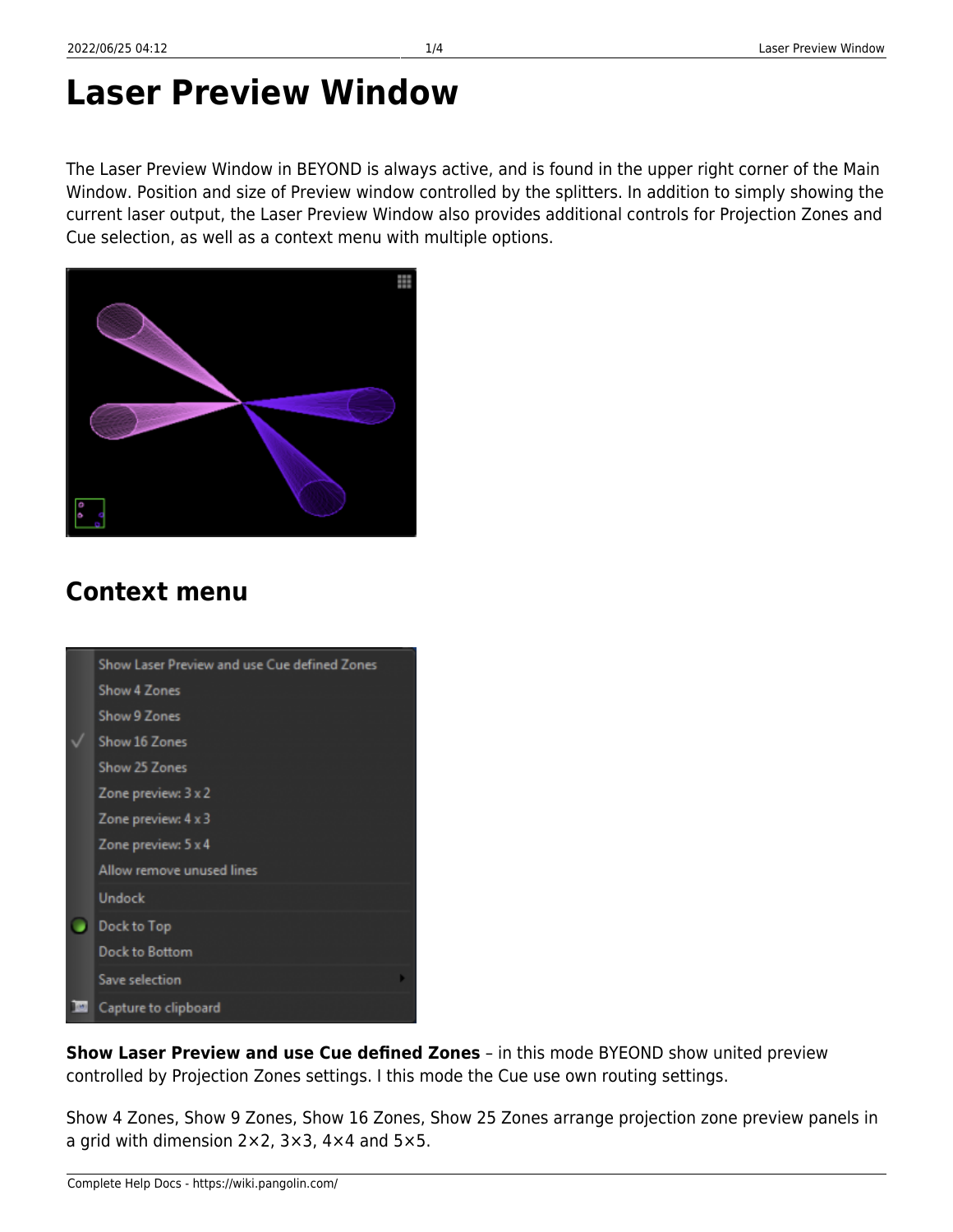# Laser Preview Window

The Laser Preview Window in BEYOND is always active, and is found in the upper right corner of the Main Window. Position and size of Preview window controlled by the splitters. In addition to simply showing the current laser output, the Laser Preview Window also provides additional controls for Projection Zones and Cue selection, as well as a context menu with multiple options.

## Context menu

**Show Laser Preview and use Cue defined Zones** – in this mode BYEOND show united preview controlled by Projection Zones settings. I this mode the Cue use own routing settings.

Show 4 Zones, Show 9 Zones, Show 16 Zones, Show 25 Zones arrange projection zone preview panels in a grid with dimension 2×2, 3×3, 4×4 and 5×5.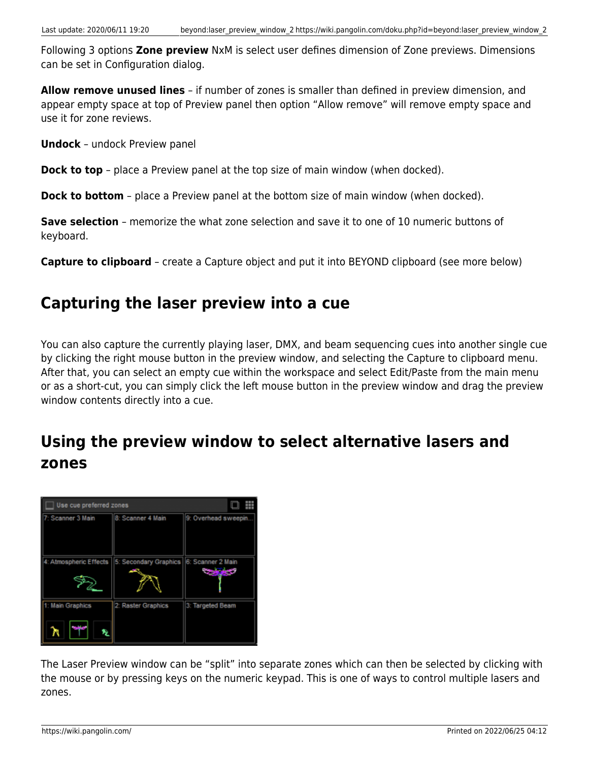Following 3 options **Zone preview** NxM is select user defines dimension of Zone previews. Dimensions can be set in Configuration dialog.

**Allow remove unused lines** – if number of zones is smaller than defined in preview dimension, and appear empty space at top of Preview panel then option “Allow remove” will remove empty space and use it for zone reviews.

**Undock** – undock Preview panel

**Dock to top** – place a Preview panel at the top size of main window (when docked).

**Dock to bottom** – place a Preview panel at the bottom size of main window (when docked).

**Save selection** – memorize the what zone selection and save it to one of 10 numeric buttons of keyboard.

**Capture to clipboard** – create a Capture object and put it into BEYOND clipboard (see more below)

## Capturing the laser preview into a cue

You can also capture the currently playing laser, DMX, and beam sequencing cues into another single cue by clicking the right mouse button in the preview window, and selecting the Capture to clipboard menu. After that, you can select an empty cue within the workspace and select Edit/Paste from the main menu or as a short-cut, you can simply click the left mouse button in the preview window and drag the preview window contents directly into a cue.

## Using the preview window to select alternative lasers and zones

The Laser Preview window can be “split” into separate zones which can then be selected by clicking with the mouse or by pressing keys on the numeric keypad. This is one of ways to control multiple lasers and zones.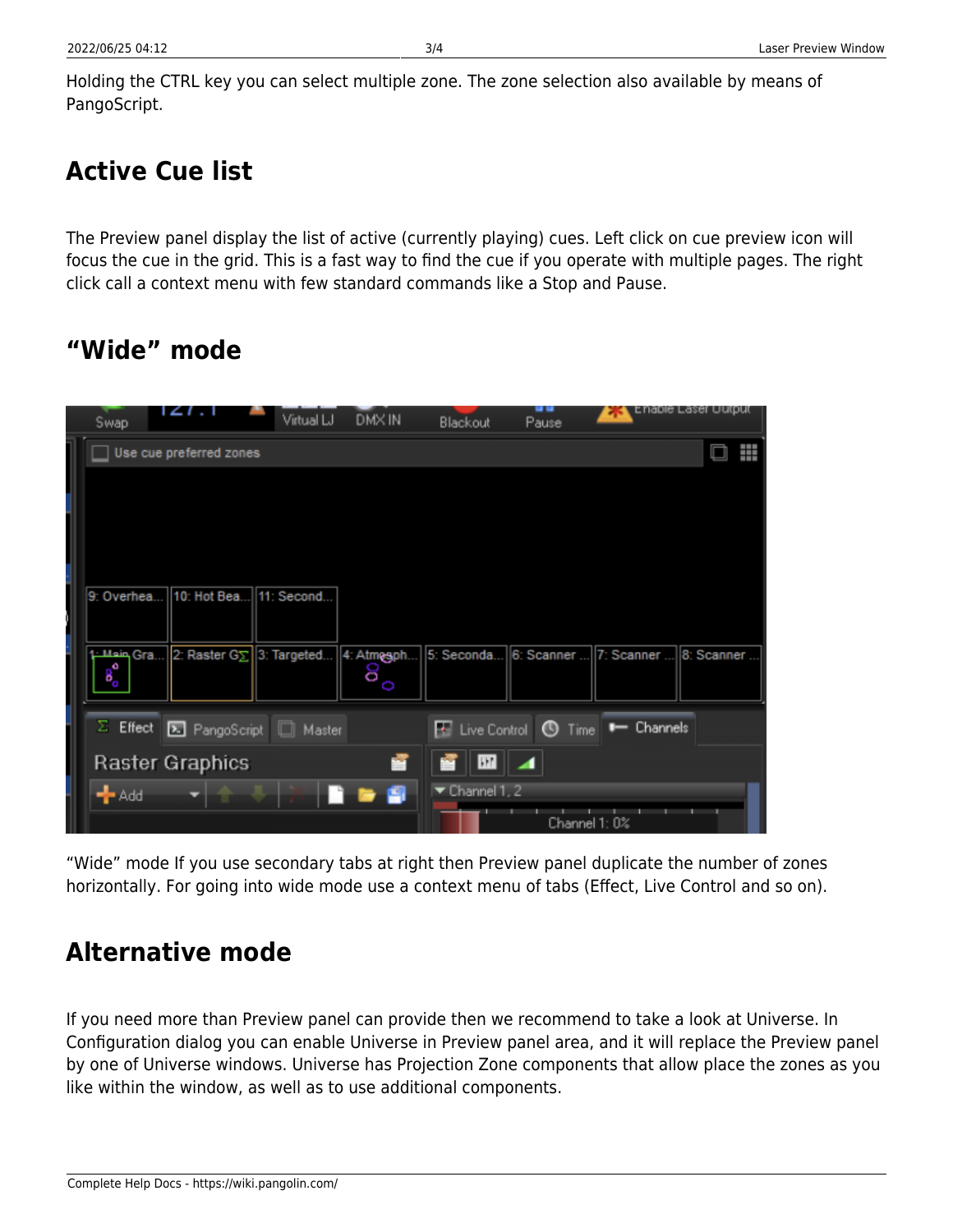Holding the CTRL key you can select multiple zone. The zone selection also available by means of PangoScript.

## Active Cue list

The Preview panel display the list of active (currently playing) cues. Left click on cue preview icon will focus the cue in the grid. This is a fast way to find the cue if you operate with multiple pages. The right click call a context menu with few standard commands like a Stop and Pause.

## "Wide" mode

"Wide" mode If you use secondary tabs at right then Preview panel duplicate the number of zones horizontally. For going into wide mode use a context menu of tabs (Effect, Live Control and so on).

## Alternative mode

If you need more than Preview panel can provide then we recommend to take a look at Universe. In Configuration dialog you can enable Universe in Preview panel area, and it will replace the Preview panel by one of Universe windows. Universe has Projection Zone components that allow place the zones as you like within the window, as well as to use additional components.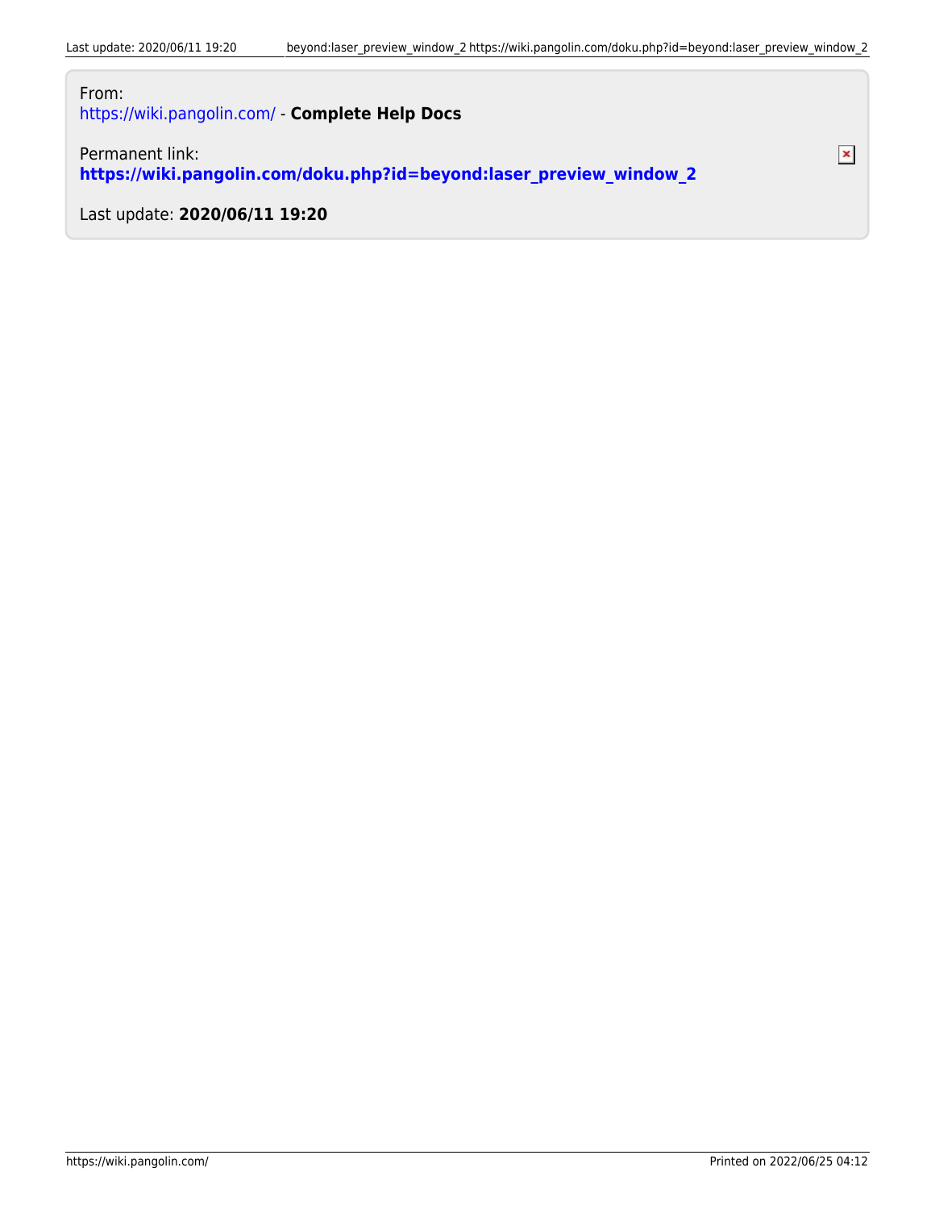From:
https://wiki.pangolin.com/ - **Complete Help Docs**

Permanent link:
**https://wiki.pangolin.com/doku.php?id=beyond:laser_preview_window_2**

Last update: **2020/06/11 19:20**